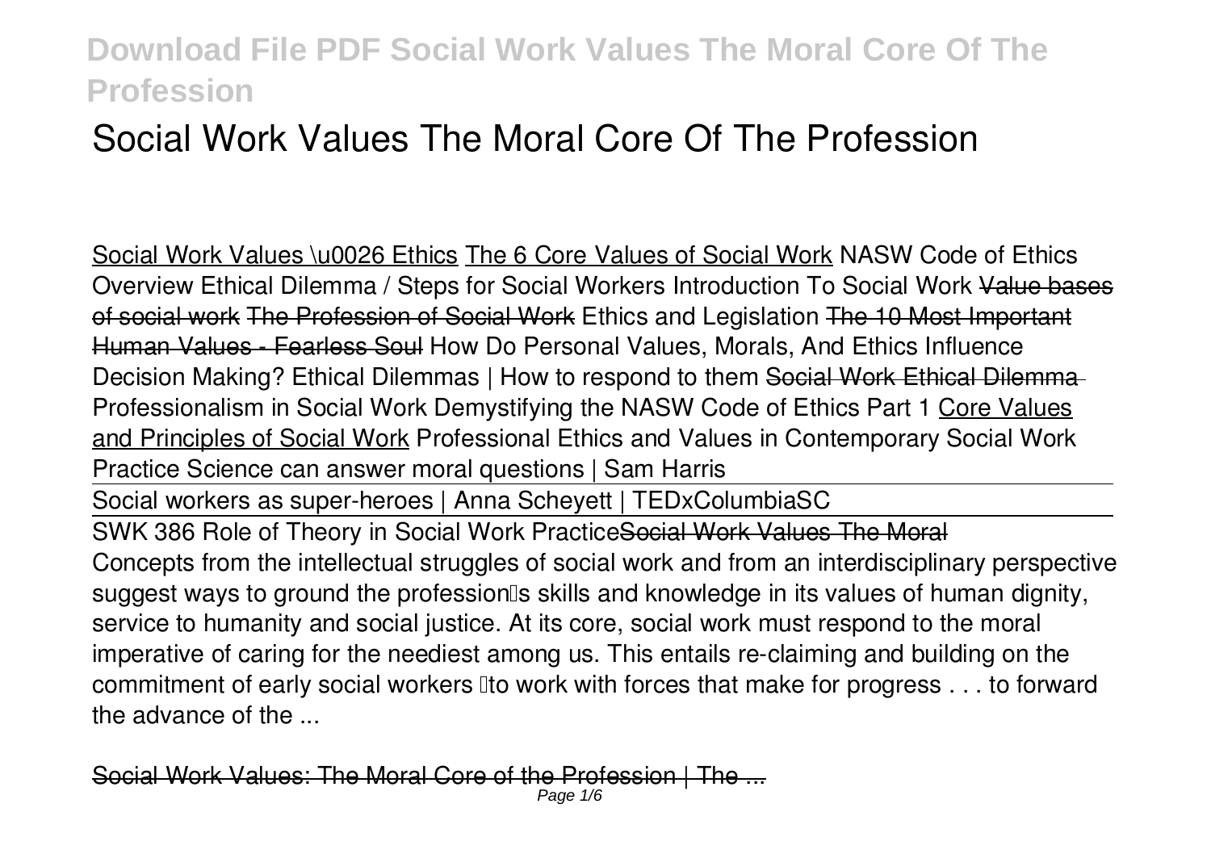# Social Work Values The Moral Core Of The Profession

Social Work Values \u0026 Ethics The 6 Core Values of Social Work NASW Code of Ethics Overview Ethical Dilemma / Steps for Social Workers Introduction To Social Work Value bases of social work The Profession of Social Work Ethics and Legislation The 10 Most Important Human Values - Fearless Soul How Do Personal Values, Morals, And Ethics Influence Decision Making? Ethical Dilemmas | How to respond to them Social Work Ethical Dilemma Professionalism in Social Work Demystifying the NASW Code of Ethics Part 1 Core Values and Principles of Social Work Professional Ethics and Values in Contemporary Social Work Practice Science can answer moral questions | Sam Harris

Social workers as super-heroes | Anna Scheyett | TEDxColumbiaSC

SWK 386 Role of Theory in Social Work PracticeSocial Work Values The Moral

Concepts from the intellectual struggles of social work and from an interdisciplinary perspective suggest ways to ground the profession's skills and knowledge in its values of human dignity, service to humanity and social justice. At its core, social work must respond to the moral imperative of caring for the neediest among us. This entails re-claiming and building on the commitment of early social workers "to work with forces that make for progress . . . to forward the advance of the ...

Social Work Values: The Moral Core of the Profession | The ...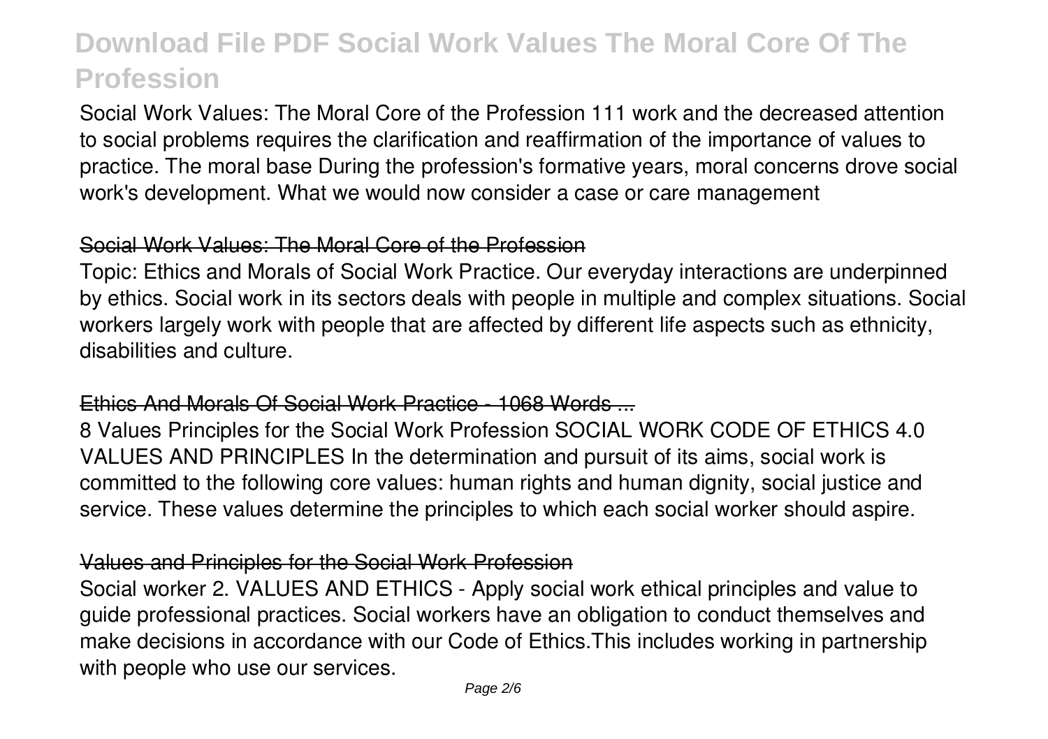Social Work Values: The Moral Core of the Profession 111 work and the decreased attention to social problems requires the clarification and reaffirmation of the importance of values to practice. The moral base During the profession's formative years, moral concerns drove social work's development. What we would now consider a case or care management

## Social Work Values: The Moral Core of the Profession

Topic: Ethics and Morals of Social Work Practice. Our everyday interactions are underpinned by ethics. Social work in its sectors deals with people in multiple and complex situations. Social workers largely work with people that are affected by different life aspects such as ethnicity, disabilities and culture.

## Ethics And Morals Of Social Work Practice - 1068 Words ...

8 Values Principles for the Social Work Profession SOCIAL WORK CODE OF ETHICS 4.0 VALUES AND PRINCIPLES In the determination and pursuit of its aims, social work is committed to the following core values: human rights and human dignity, social justice and service. These values determine the principles to which each social worker should aspire.

## Values and Principles for the Social Work Profession

Social worker 2. VALUES AND ETHICS - Apply social work ethical principles and value to guide professional practices. Social workers have an obligation to conduct themselves and make decisions in accordance with our Code of Ethics.This includes working in partnership with people who use our services.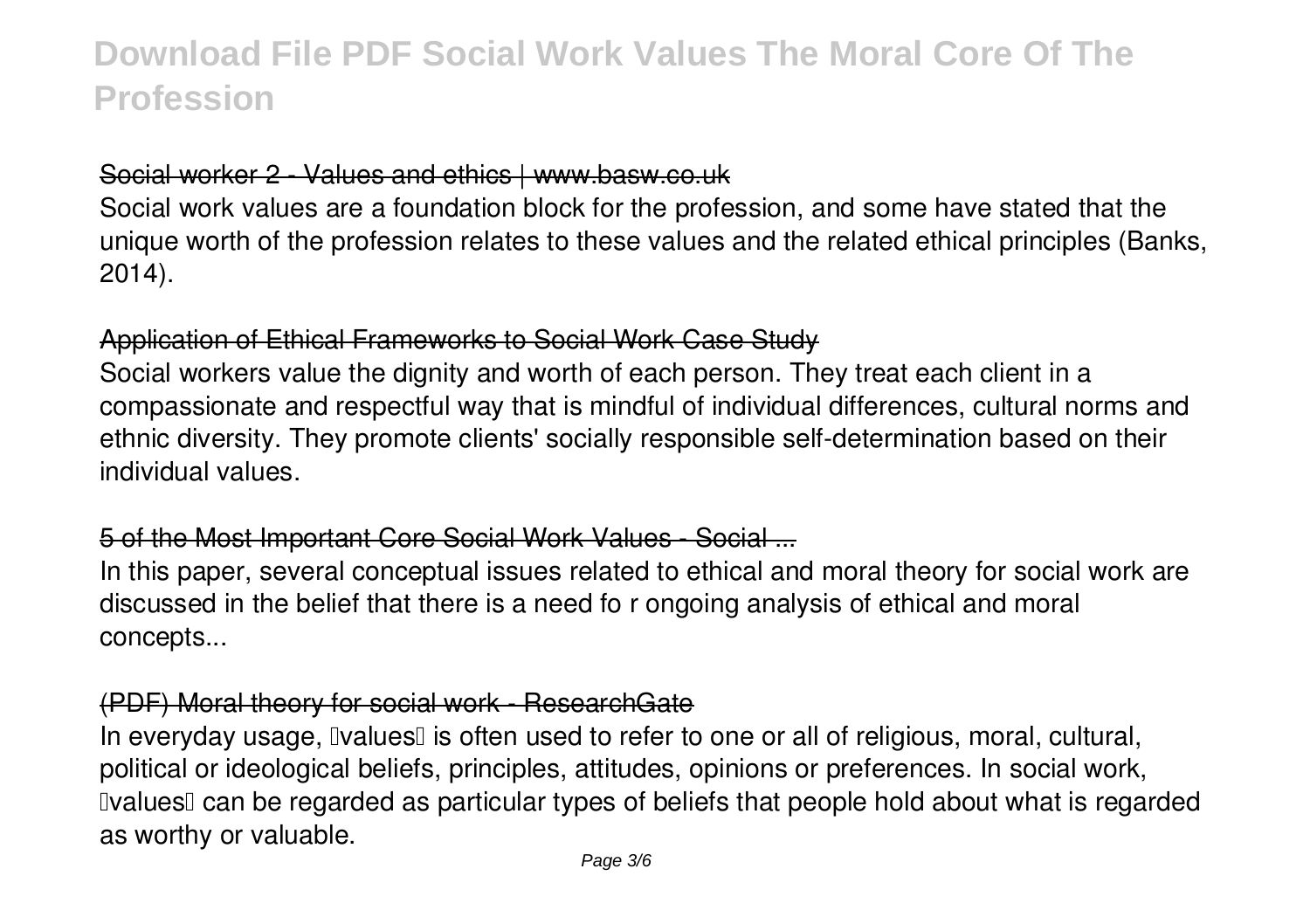# Download File PDF Social Work Values The Moral Core Of The Profession

## Social worker 2 - Values and ethics | www.basw.co.uk

Social work values are a foundation block for the profession, and some have stated that the unique worth of the profession relates to these values and the related ethical principles (Banks, 2014).

## Application of Ethical Frameworks to Social Work Case Study

Social workers value the dignity and worth of each person. They treat each client in a compassionate and respectful way that is mindful of individual differences, cultural norms and ethnic diversity. They promote clients' socially responsible self-determination based on their individual values.

## 5 of the Most Important Core Social Work Values - Social ...

In this paper, several conceptual issues related to ethical and moral theory for social work are discussed in the belief that there is a need fo r ongoing analysis of ethical and moral concepts...

## (PDF) Moral theory for social work - ResearchGate

In everyday usage, 'values' is often used to refer to one or all of religious, moral, cultural, political or ideological beliefs, principles, attitudes, opinions or preferences. In social work, 'values' can be regarded as particular types of beliefs that people hold about what is regarded as worthy or valuable.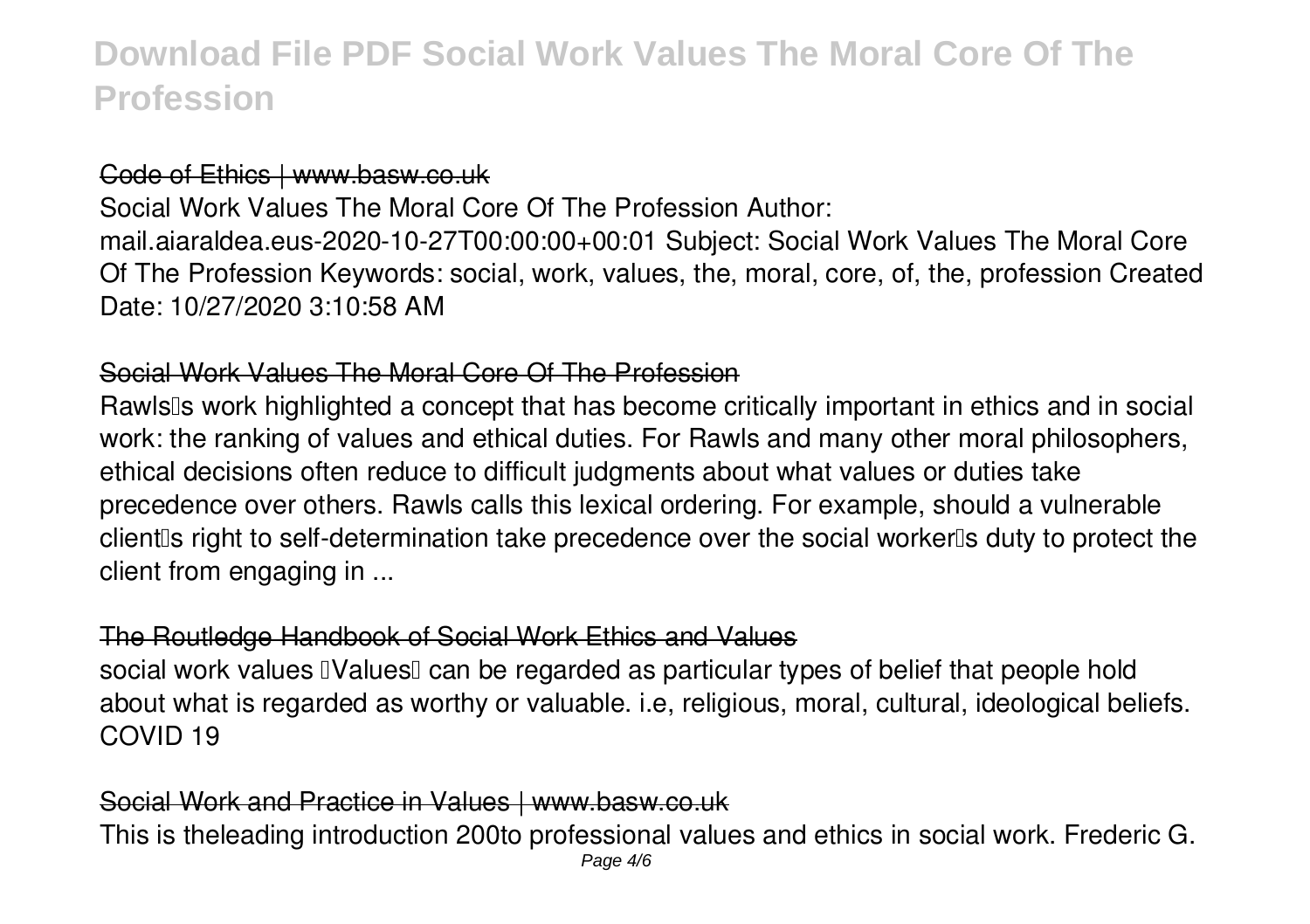## Code of Ethics | www.basw.co.uk

Social Work Values The Moral Core Of The Profession Author: mail.aiaraldea.eus-2020-10-27T00:00:00+00:01 Subject: Social Work Values The Moral Core Of The Profession Keywords: social, work, values, the, moral, core, of, the, profession Created Date: 10/27/2020 3:10:58 AM

## Social Work Values The Moral Core Of The Profession

Rawls's work highlighted a concept that has become critically important in ethics and in social work: the ranking of values and ethical duties. For Rawls and many other moral philosophers, ethical decisions often reduce to difficult judgments about what values or duties take precedence over others. Rawls calls this lexical ordering. For example, should a vulnerable client's right to self-determination take precedence over the social worker's duty to protect the client from engaging in ...

## The Routledge Handbook of Social Work Ethics and Values

social work values 'Values' can be regarded as particular types of belief that people hold about what is regarded as worthy or valuable. i.e, religious, moral, cultural, ideological beliefs. COVID 19

## Social Work and Practice in Values | www.basw.co.uk

This is theleading introduction 200to professional values and ethics in social work. Frederic G.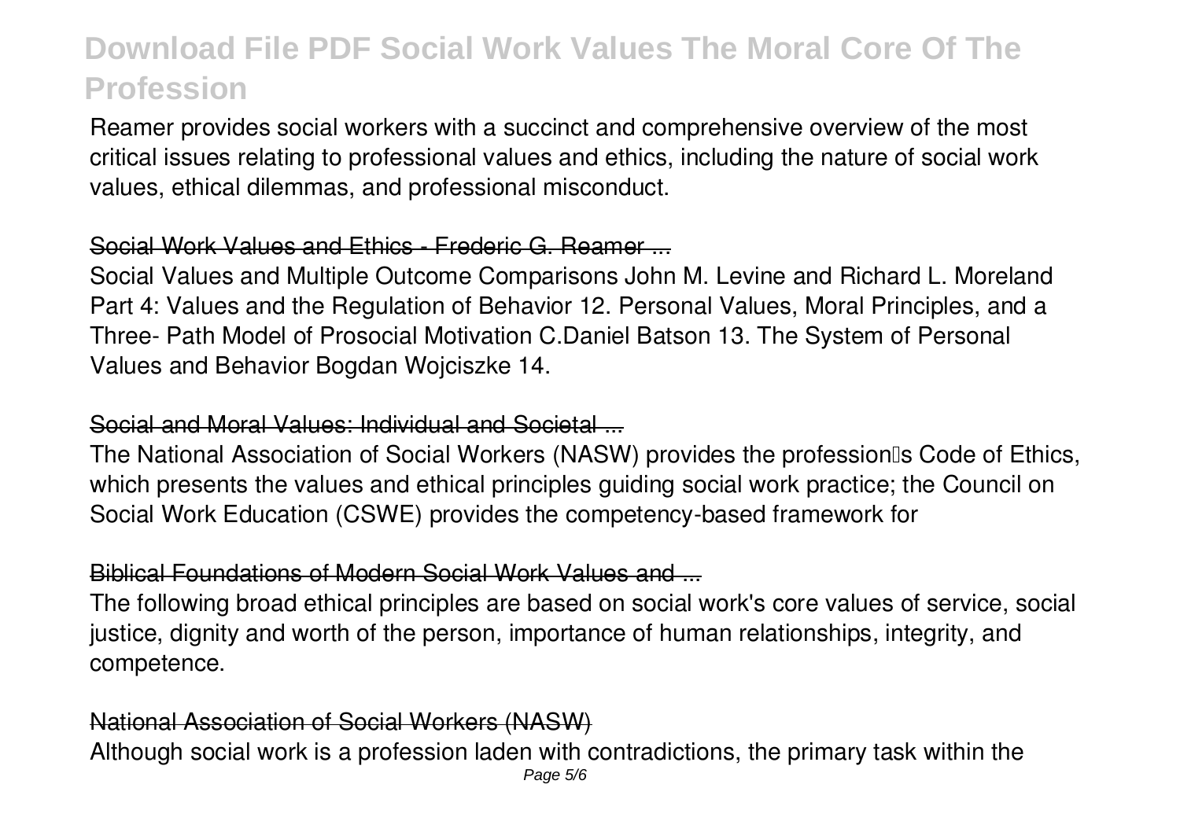Reamer provides social workers with a succinct and comprehensive overview of the most critical issues relating to professional values and ethics, including the nature of social work values, ethical dilemmas, and professional misconduct.

## Social Work Values and Ethics - Frederic G. Reamer ...

Social Values and Multiple Outcome Comparisons John M. Levine and Richard L. Moreland Part 4: Values and the Regulation of Behavior 12. Personal Values, Moral Principles, and a Three- Path Model of Prosocial Motivation C.Daniel Batson 13. The System of Personal Values and Behavior Bogdan Wojciszke 14.

## Social and Moral Values: Individual and Societal ...

The National Association of Social Workers (NASW) provides the profession's Code of Ethics, which presents the values and ethical principles guiding social work practice; the Council on Social Work Education (CSWE) provides the competency-based framework for

## Biblical Foundations of Modern Social Work Values and ...

The following broad ethical principles are based on social work's core values of service, social justice, dignity and worth of the person, importance of human relationships, integrity, and competence.

## National Association of Social Workers (NASW)

Although social work is a profession laden with contradictions, the primary task within the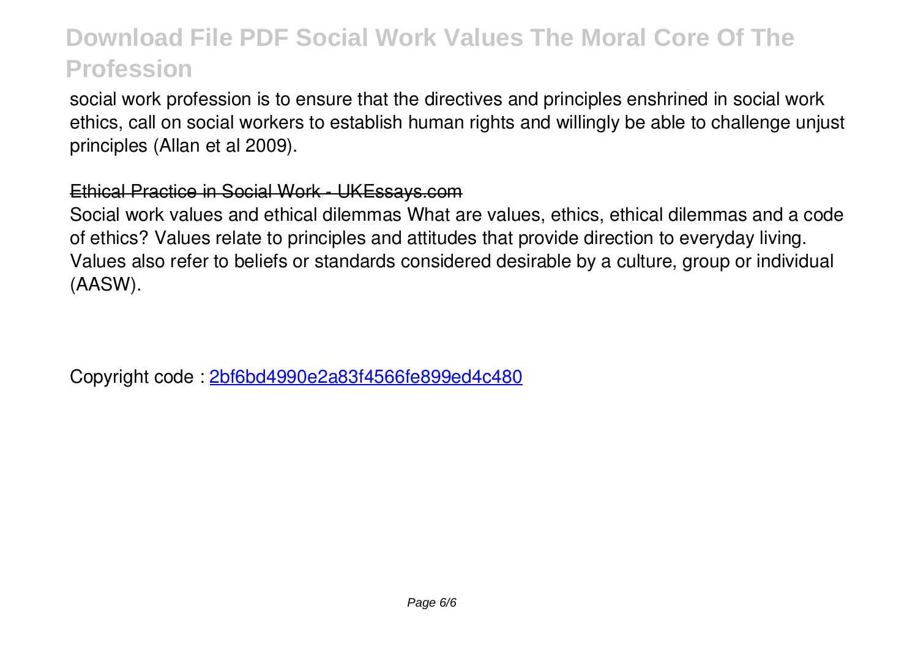social work profession is to ensure that the directives and principles enshrined in social work ethics, call on social workers to establish human rights and willingly be able to challenge unjust principles (Allan et al 2009).

Ethical Practice in Social Work - UKEssays.com

Social work values and ethical dilemmas What are values, ethics, ethical dilemmas and a code of ethics? Values relate to principles and attitudes that provide direction to everyday living. Values also refer to beliefs or standards considered desirable by a culture, group or individual (AASW).

Copyright code : 2bf6bd4990e2a83f4566fe899ed4c480